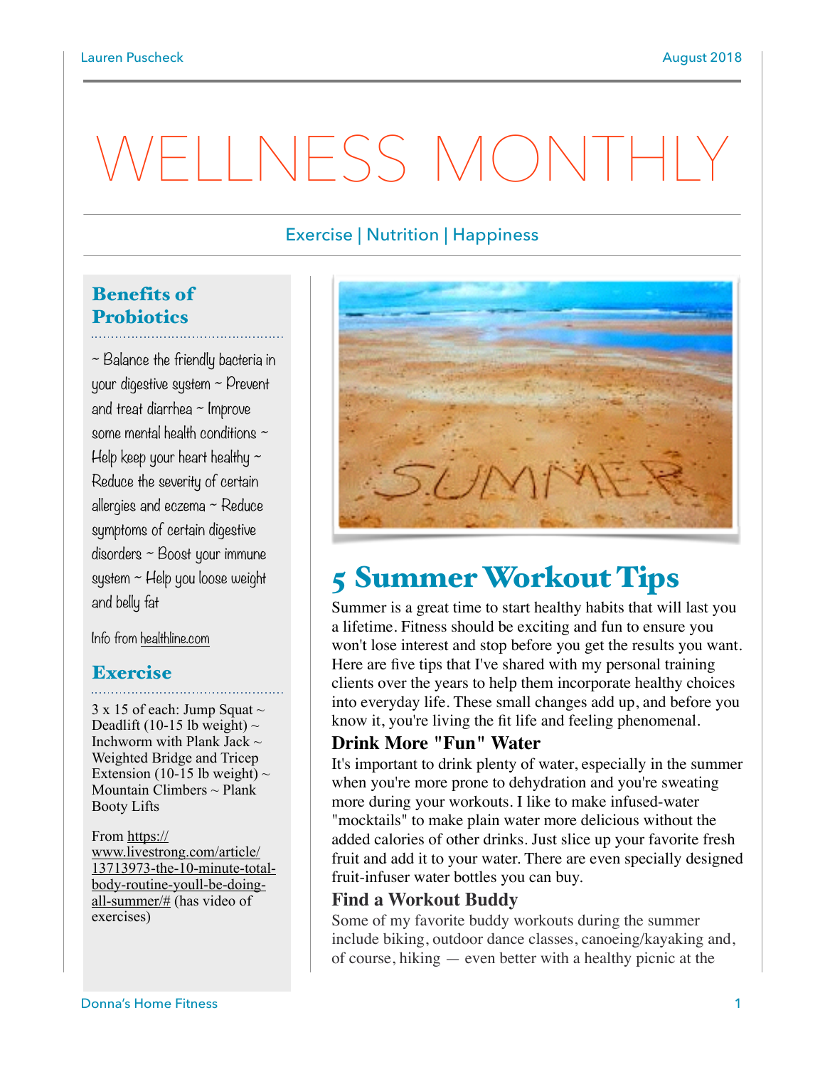# WELLNESS MONTHLY

Exercise | Nutrition | Happiness

## Benefits of Probiotics

~ Balance the friendly bacteria in your digestive system ~ Prevent and treat diarrhea ~ Improve some mental health conditions ~ Help keep your heart healthy ~ Reduce the severity of certain allergies and eczema ~ Reduce symptoms of certain digestive disorders ~ Boost your immune system ~ Help you loose weight and belly fat

Info from healthline.com

## Exercise

3 x 15 of each: Jump Squat ~ Deadlift (10-15 lb weight) ~ Inchworm with Plank Jack ~ Weighted Bridge and Tricep Extension (10-15 lb weight) ~ Mountain Climbers ~ Plank Booty Lifts

From https://www.livestrong.com/article/13713973-the-10-minute-total-body-routine-youll-be-doing-all-summer/# (has video of exercises)

# 5 Summer Workout Tips

Summer is a great time to start healthy habits that will last you a lifetime. Fitness should be exciting and fun to ensure you won't lose interest and stop before you get the results you want. Here are five tips that I've shared with my personal training clients over the years to help them incorporate healthy choices into everyday life. These small changes add up, and before you know it, you're living the fit life and feeling phenomenal.

### Drink More "Fun" Water

It's important to drink plenty of water, especially in the summer when you're more prone to dehydration and you're sweating more during your workouts. I like to make infused-water "mocktails" to make plain water more delicious without the added calories of other drinks. Just slice up your favorite fresh fruit and add it to your water. There are even specially designed fruit-infuser water bottles you can buy.

### Find a Workout Buddy

Some of my favorite buddy workouts during the summer include biking, outdoor dance classes, canoeing/kayaking and, of course, hiking — even better with a healthy picnic at the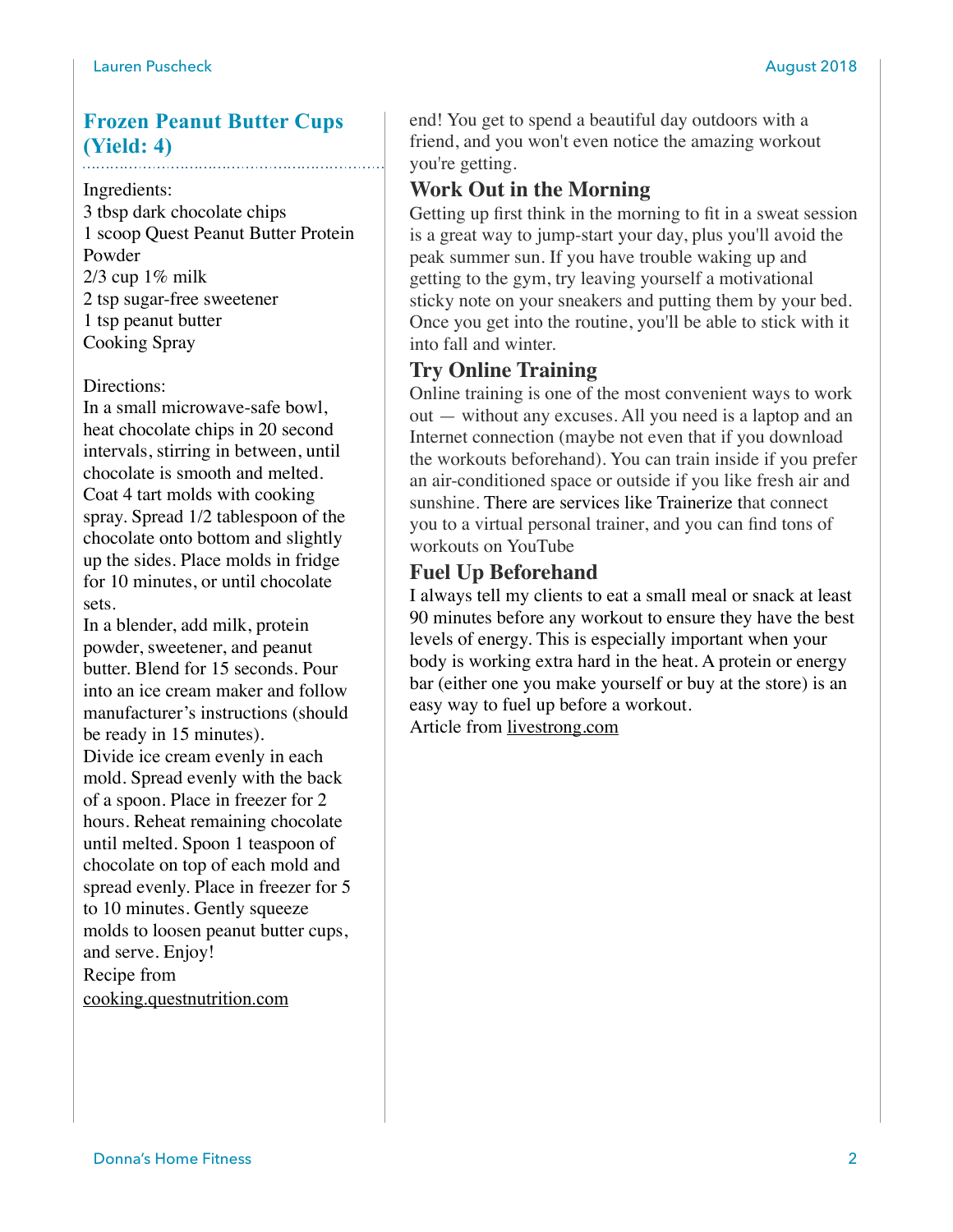## Frozen Peanut Butter Cups (Yield: 4)

Ingredients:
3 tbsp dark chocolate chips
1 scoop Quest Peanut Butter Protein Powder
2/3 cup 1% milk
2 tsp sugar-free sweetener
1 tsp peanut butter
Cooking Spray

Directions:
In a small microwave-safe bowl, heat chocolate chips in 20 second intervals, stirring in between, until chocolate is smooth and melted. Coat 4 tart molds with cooking spray. Spread 1/2 tablespoon of the chocolate onto bottom and slightly up the sides. Place molds in fridge for 10 minutes, or until chocolate sets.
In a blender, add milk, protein powder, sweetener, and peanut butter. Blend for 15 seconds. Pour into an ice cream maker and follow manufacturer's instructions (should be ready in 15 minutes).
Divide ice cream evenly in each mold. Spread evenly with the back of a spoon. Place in freezer for 2 hours. Reheat remaining chocolate until melted. Spoon 1 teaspoon of chocolate on top of each mold and spread evenly. Place in freezer for 5 to 10 minutes. Gently squeeze molds to loosen peanut butter cups, and serve. Enjoy!
Recipe from cooking.questnutrition.com

end! You get to spend a beautiful day outdoors with a friend, and you won't even notice the amazing workout you're getting.

### Work Out in the Morning

Getting up first think in the morning to fit in a sweat session is a great way to jump-start your day, plus you'll avoid the peak summer sun. If you have trouble waking up and getting to the gym, try leaving yourself a motivational sticky note on your sneakers and putting them by your bed. Once you get into the routine, you'll be able to stick with it into fall and winter.

### Try Online Training

Online training is one of the most convenient ways to work out — without any excuses. All you need is a laptop and an Internet connection (maybe not even that if you download the workouts beforehand). You can train inside if you prefer an air-conditioned space or outside if you like fresh air and sunshine. There are services like Trainerize that connect you to a virtual personal trainer, and you can find tons of workouts on YouTube

### Fuel Up Beforehand

I always tell my clients to eat a small meal or snack at least 90 minutes before any workout to ensure they have the best levels of energy. This is especially important when your body is working extra hard in the heat. A protein or energy bar (either one you make yourself or buy at the store) is an easy way to fuel up before a workout.
Article from livestrong.com